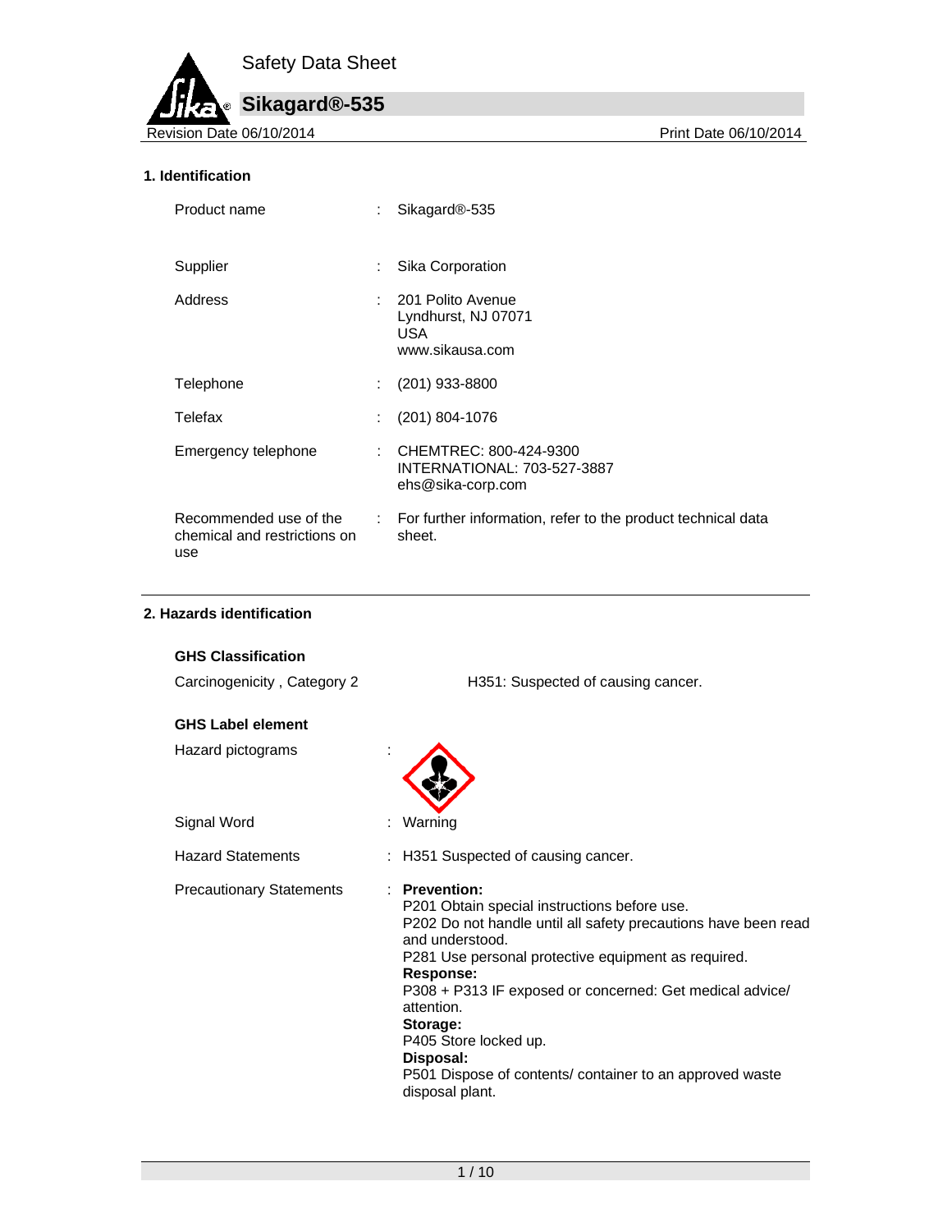# Safety Data Sheet

## Sikagard®-535

Revision Date 06/10/2014 | Print Date 06/10/2014

### 1. Identification

| | | |
|---|---|---|
| Product name | : | Sikagard®-535 |
| Supplier | : | Sika Corporation |
| Address | : | 201 Polito Avenue<br>Lyndhurst, NJ 07071<br>USA<br>www.sikausa.com |
| Telephone | : | (201) 933-8800 |
| Telefax | : | (201) 804-1076 |
| Emergency telephone | : | CHEMTREC: 800-424-9300<br>INTERNATIONAL: 703-527-3887<br>ehs@sika-corp.com |
| Recommended use of the chemical and restrictions on use | : | For further information, refer to the product technical data sheet. |

### 2. Hazards identification

**GHS Classification**

Carcinogenicity , Category 2 — H351: Suspected of causing cancer.

**GHS Label element**

Hazard pictograms :

Signal Word : Warning

Hazard Statements : H351 Suspected of causing cancer.

Precautionary Statements :

**Prevention:**
P201 Obtain special instructions before use.
P202 Do not handle until all safety precautions have been read and understood.
P281 Use personal protective equipment as required.

**Response:**
P308 + P313 IF exposed or concerned: Get medical advice/ attention.

**Storage:**
P405 Store locked up.

**Disposal:**
P501 Dispose of contents/ container to an approved waste disposal plant.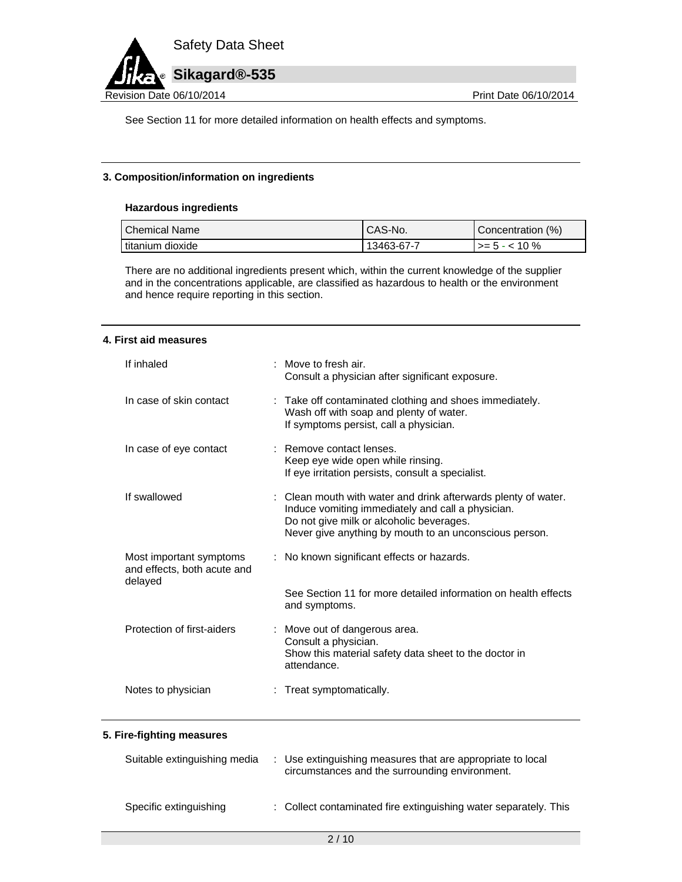See Section 11 for more detailed information on health effects and symptoms.

## 3. Composition/information on ingredients

### Hazardous ingredients

| Chemical Name | CAS-No. | Concentration (%) |
|---|---|---|
| titanium dioxide | 13463-67-7 | >= 5 - < 10 % |

There are no additional ingredients present which, within the current knowledge of the supplier and in the concentrations applicable, are classified as hazardous to health or the environment and hence require reporting in this section.

## 4. First aid measures

| | |
|---|---|
| If inhaled | : Move to fresh air.<br>Consult a physician after significant exposure. |
| In case of skin contact | : Take off contaminated clothing and shoes immediately.<br>Wash off with soap and plenty of water.<br>If symptoms persist, call a physician. |
| In case of eye contact | : Remove contact lenses.<br>Keep eye wide open while rinsing.<br>If eye irritation persists, consult a specialist. |
| If swallowed | : Clean mouth with water and drink afterwards plenty of water.<br>Induce vomiting immediately and call a physician.<br>Do not give milk or alcoholic beverages.<br>Never give anything by mouth to an unconscious person. |
| Most important symptoms and effects, both acute and delayed | : No known significant effects or hazards.<br><br>See Section 11 for more detailed information on health effects and symptoms. |
| Protection of first-aiders | : Move out of dangerous area.<br>Consult a physician.<br>Show this material safety data sheet to the doctor in attendance. |
| Notes to physician | : Treat symptomatically. |

## 5. Fire-fighting measures

| | |
|---|---|
| Suitable extinguishing media | : Use extinguishing measures that are appropriate to local circumstances and the surrounding environment. |
| Specific extinguishing | : Collect contaminated fire extinguishing water separately. This |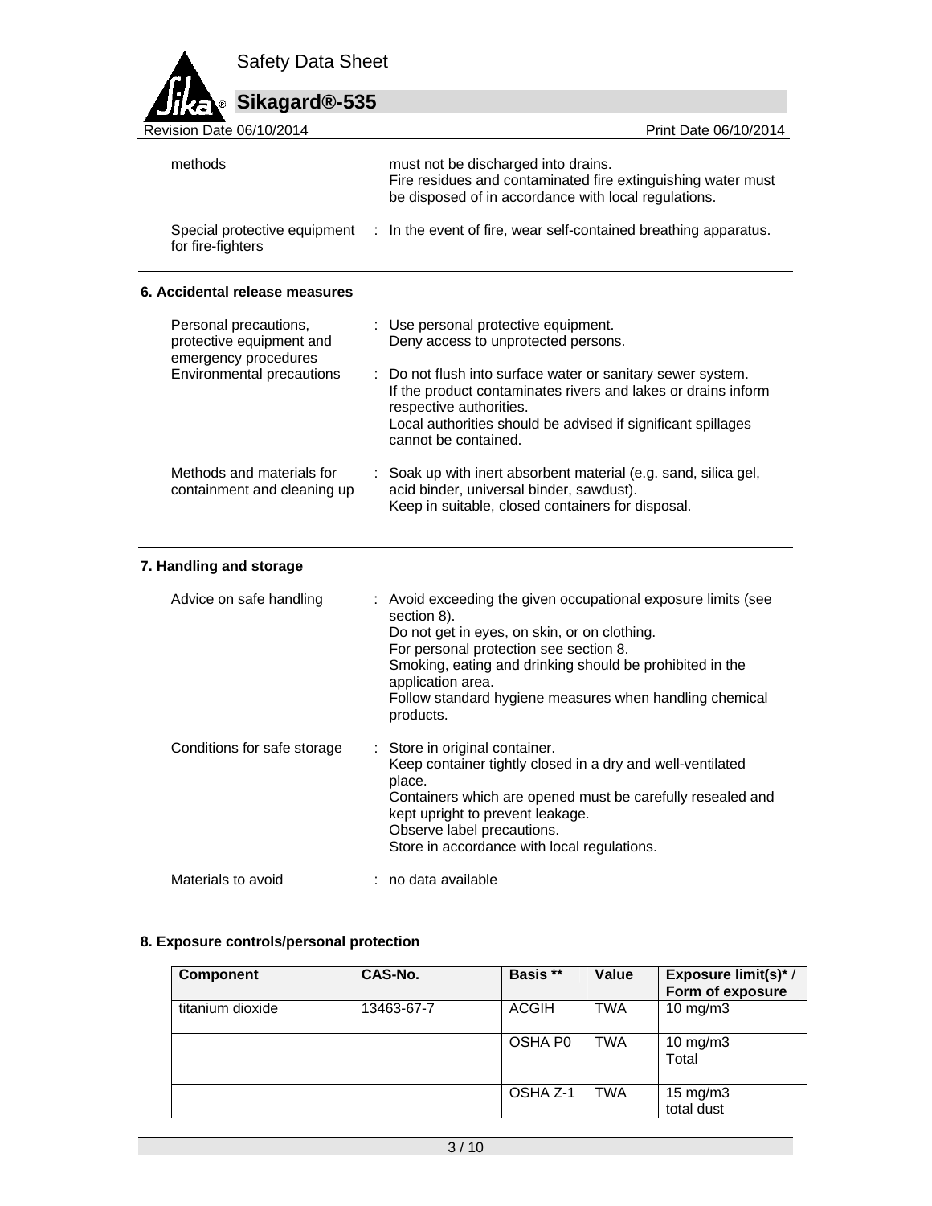| | |
|---|---|
| methods | must not be discharged into drains. Fire residues and contaminated fire extinguishing water must be disposed of in accordance with local regulations. |
| Special protective equipment for fire-fighters | : In the event of fire, wear self-contained breathing apparatus. |

## 6. Accidental release measures

| | |
|---|---|
| Personal precautions, protective equipment and emergency procedures | : Use personal protective equipment. Deny access to unprotected persons. |
| Environmental precautions | : Do not flush into surface water or sanitary sewer system. If the product contaminates rivers and lakes or drains inform respective authorities. Local authorities should be advised if significant spillages cannot be contained. |
| Methods and materials for containment and cleaning up | : Soak up with inert absorbent material (e.g. sand, silica gel, acid binder, universal binder, sawdust). Keep in suitable, closed containers for disposal. |

## 7. Handling and storage

| | |
|---|---|
| Advice on safe handling | : Avoid exceeding the given occupational exposure limits (see section 8). Do not get in eyes, on skin, or on clothing. For personal protection see section 8. Smoking, eating and drinking should be prohibited in the application area. Follow standard hygiene measures when handling chemical products. |
| Conditions for safe storage | : Store in original container. Keep container tightly closed in a dry and well-ventilated place. Containers which are opened must be carefully resealed and kept upright to prevent leakage. Observe label precautions. Store in accordance with local regulations. |
| Materials to avoid | : no data available |

## 8. Exposure controls/personal protection

| Component | CAS-No. | Basis ** | Value | Exposure limit(s)* / Form of exposure |
|---|---|---|---|---|
| titanium dioxide | 13463-67-7 | ACGIH | TWA | 10 mg/m3 |
| | | OSHA P0 | TWA | 10 mg/m3 Total |
| | | OSHA Z-1 | TWA | 15 mg/m3 total dust |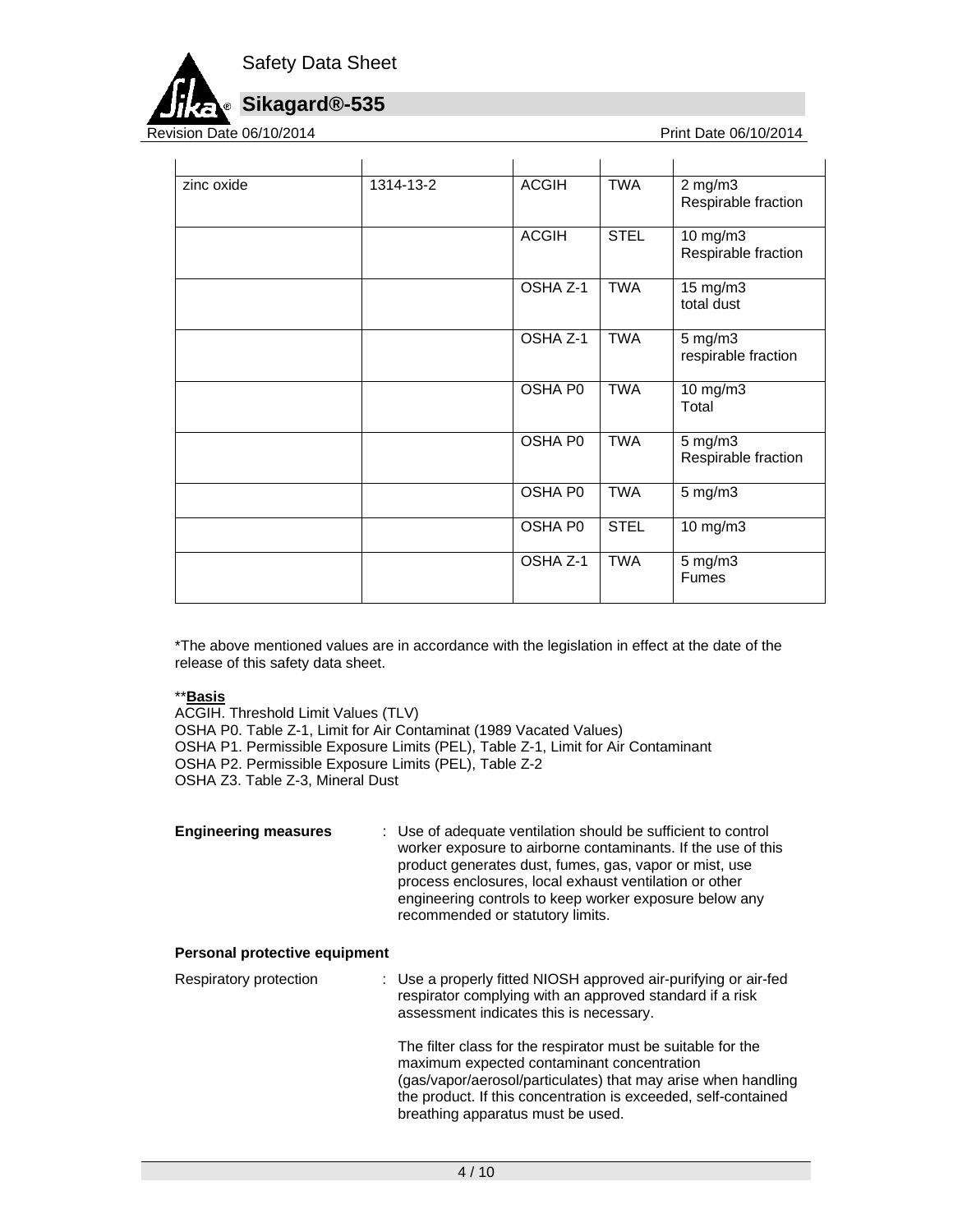| | | | | |
|---|---|---|---|---|
| zinc oxide | 1314-13-2 | ACGIH | TWA | 2 mg/m3 Respirable fraction |
| | | ACGIH | STEL | 10 mg/m3 Respirable fraction |
| | | OSHA Z-1 | TWA | 15 mg/m3 total dust |
| | | OSHA Z-1 | TWA | 5 mg/m3 respirable fraction |
| | | OSHA P0 | TWA | 10 mg/m3 Total |
| | | OSHA P0 | TWA | 5 mg/m3 Respirable fraction |
| | | OSHA P0 | TWA | 5 mg/m3 |
| | | OSHA P0 | STEL | 10 mg/m3 |
| | | OSHA Z-1 | TWA | 5 mg/m3 Fumes |

*The above mentioned values are in accordance with the legislation in effect at the date of the release of this safety data sheet.

**<u>**Basis**</u>

ACGIH. Threshold Limit Values (TLV)
OSHA P0. Table Z-1, Limit for Air Contaminat (1989 Vacated Values)
OSHA P1. Permissible Exposure Limits (PEL), Table Z-1, Limit for Air Contaminant
OSHA P2. Permissible Exposure Limits (PEL), Table Z-2
OSHA Z3. Table Z-3, Mineral Dust

**Engineering measures** : Use of adequate ventilation should be sufficient to control worker exposure to airborne contaminants. If the use of this product generates dust, fumes, gas, vapor or mist, use process enclosures, local exhaust ventilation or other engineering controls to keep worker exposure below any recommended or statutory limits.

**Personal protective equipment**

Respiratory protection : Use a properly fitted NIOSH approved air-purifying or air-fed respirator complying with an approved standard if a risk assessment indicates this is necessary.

The filter class for the respirator must be suitable for the maximum expected contaminant concentration (gas/vapor/aerosol/particulates) that may arise when handling the product. If this concentration is exceeded, self-contained breathing apparatus must be used.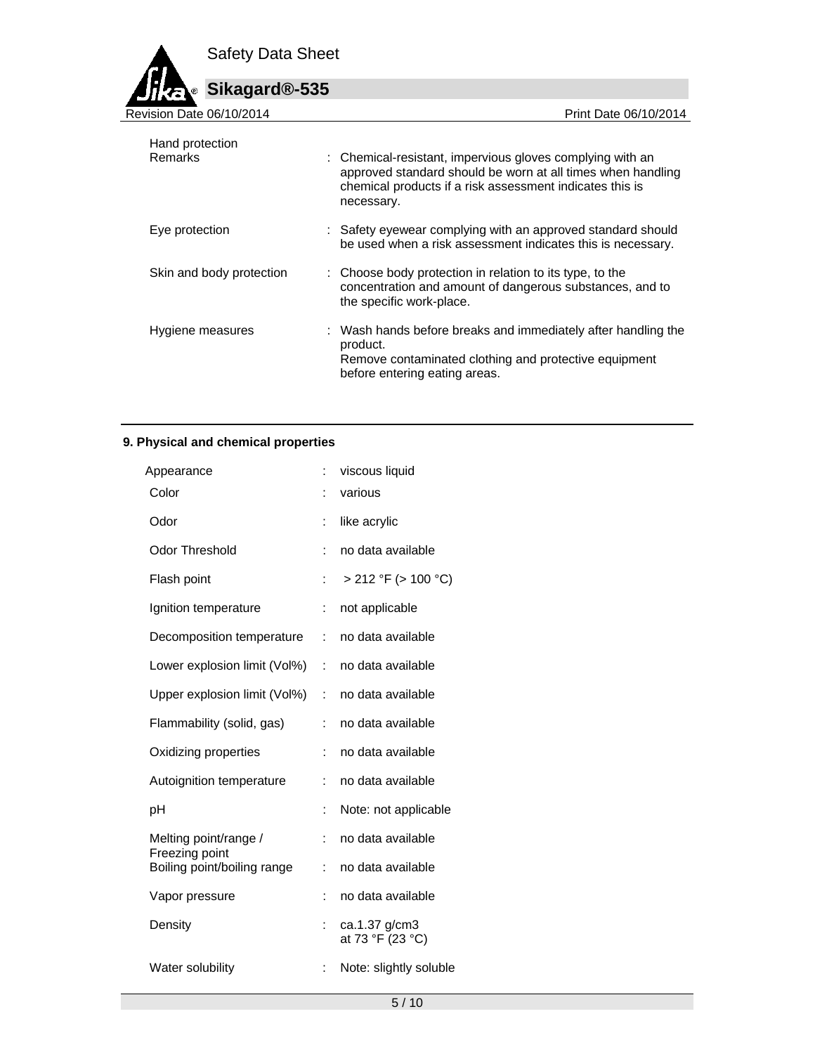| | | |
|---|---|---|
| Hand protection | | |
| Remarks | : | Chemical-resistant, impervious gloves complying with an approved standard should be worn at all times when handling chemical products if a risk assessment indicates this is necessary. |
| Eye protection | : | Safety eyewear complying with an approved standard should be used when a risk assessment indicates this is necessary. |
| Skin and body protection | : | Choose body protection in relation to its type, to the concentration and amount of dangerous substances, and to the specific work-place. |
| Hygiene measures | : | Wash hands before breaks and immediately after handling the product.<br>Remove contaminated clothing and protective equipment before entering eating areas. |

## 9. Physical and chemical properties

| | | |
|---|---|---|
| Appearance | : | viscous liquid |
| Color | : | various |
| Odor | : | like acrylic |
| Odor Threshold | : | no data available |
| Flash point | : | > 212 °F (> 100 °C) |
| Ignition temperature | : | not applicable |
| Decomposition temperature | : | no data available |
| Lower explosion limit (Vol%) | : | no data available |
| Upper explosion limit (Vol%) | : | no data available |
| Flammability (solid, gas) | : | no data available |
| Oxidizing properties | : | no data available |
| Autoignition temperature | : | no data available |
| pH | : | Note: not applicable |
| Melting point/range / Freezing point | : | no data available |
| Boiling point/boiling range | : | no data available |
| Vapor pressure | : | no data available |
| Density | : | ca.1.37 g/cm3<br>at 73 °F (23 °C) |
| Water solubility | : | Note: slightly soluble |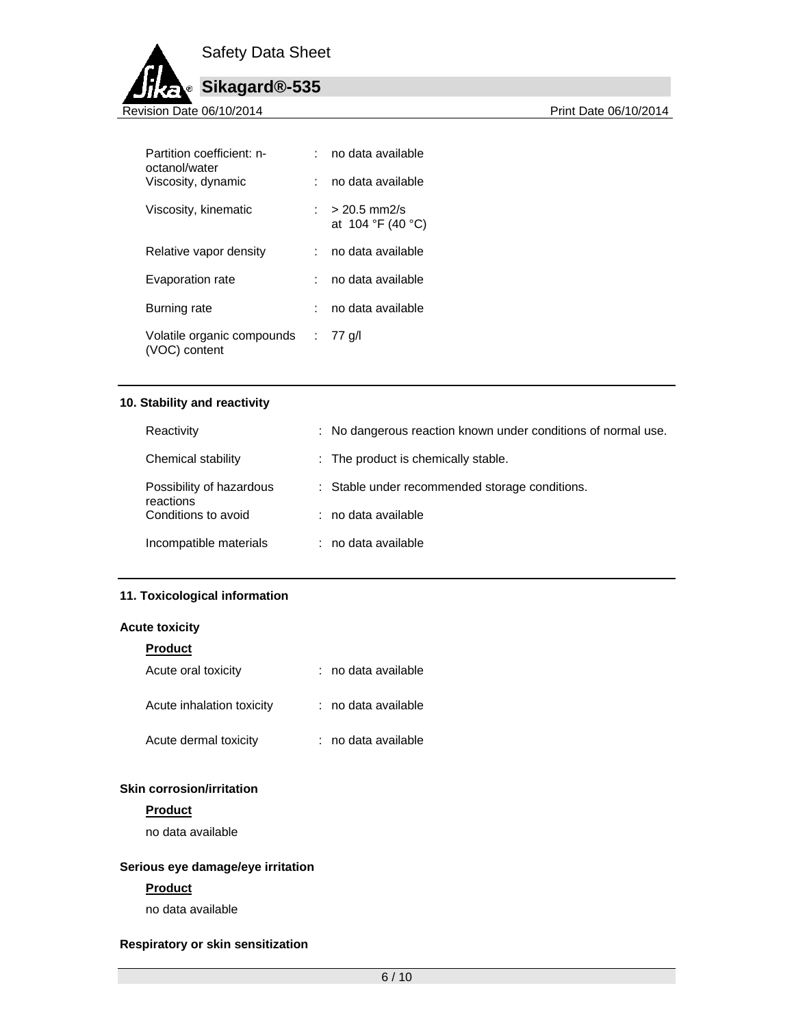| | | |
|---|---|---|
| Partition coefficient: n-octanol/water | : | no data available |
| Viscosity, dynamic | : | no data available |
| Viscosity, kinematic | : | > 20.5 mm2/s at 104 °F (40 °C) |
| Relative vapor density | : | no data available |
| Evaporation rate | : | no data available |
| Burning rate | : | no data available |
| Volatile organic compounds (VOC) content | : | 77 g/l |

## 10. Stability and reactivity

| | | |
|---|---|---|
| Reactivity | : | No dangerous reaction known under conditions of normal use. |
| Chemical stability | : | The product is chemically stable. |
| Possibility of hazardous reactions | : | Stable under recommended storage conditions. |
| Conditions to avoid | : | no data available |
| Incompatible materials | : | no data available |

## 11. Toxicological information

### Acute toxicity

**Product**

| | | |
|---|---|---|
| Acute oral toxicity | : | no data available |
| Acute inhalation toxicity | : | no data available |
| Acute dermal toxicity | : | no data available |

### Skin corrosion/irritation

**Product**

no data available

### Serious eye damage/eye irritation

**Product**

no data available

### Respiratory or skin sensitization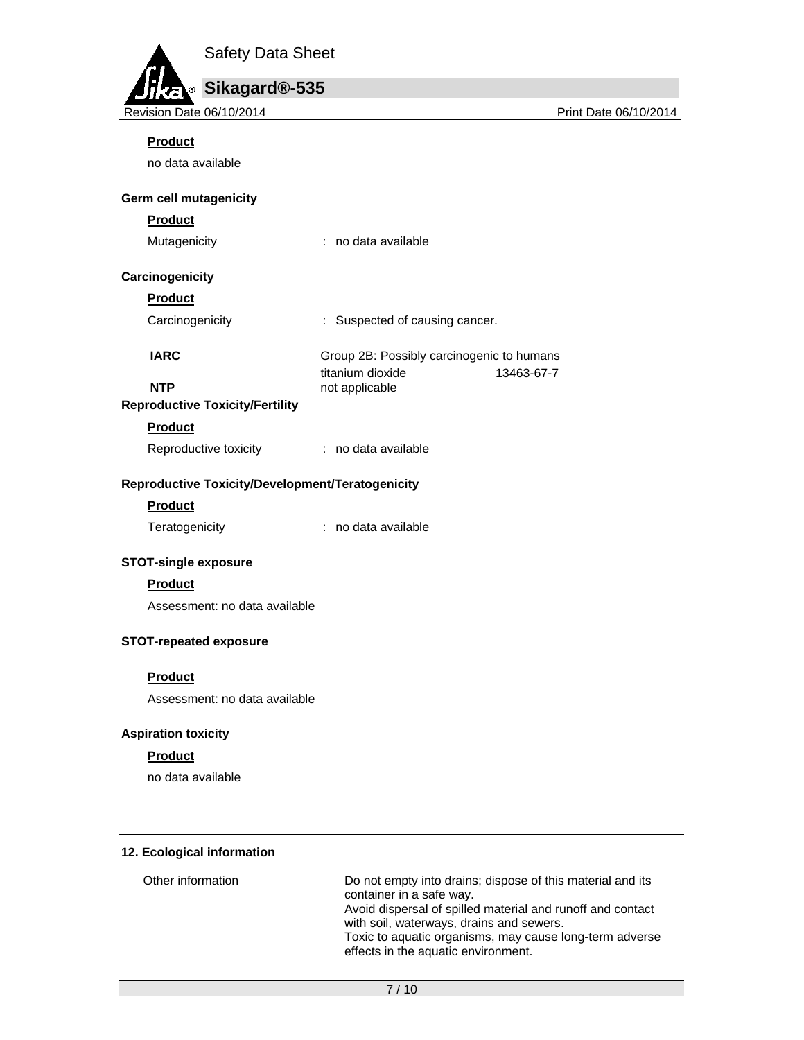**Product**

no data available

**Germ cell mutagenicity**

**Product**

Mutagenicity : no data available

**Carcinogenicity**

**Product**

Carcinogenicity : Suspected of causing cancer.

| | | |
|---|---|---|
| **IARC** | Group 2B: Possibly carcinogenic to humans | |
| | titanium dioxide | 13463-67-7 |
| **NTP** | not applicable | |

**Reproductive Toxicity/Fertility**

**Product**

Reproductive toxicity : no data available

**Reproductive Toxicity/Development/Teratogenicity**

**Product**

Teratogenicity : no data available

**STOT-single exposure**

**Product**

Assessment: no data available

**STOT-repeated exposure**

**Product**

Assessment: no data available

**Aspiration toxicity**

**Product**

no data available

## 12. Ecological information

Other information: Do not empty into drains; dispose of this material and its container in a safe way.
Avoid dispersal of spilled material and runoff and contact with soil, waterways, drains and sewers.
Toxic to aquatic organisms, may cause long-term adverse effects in the aquatic environment.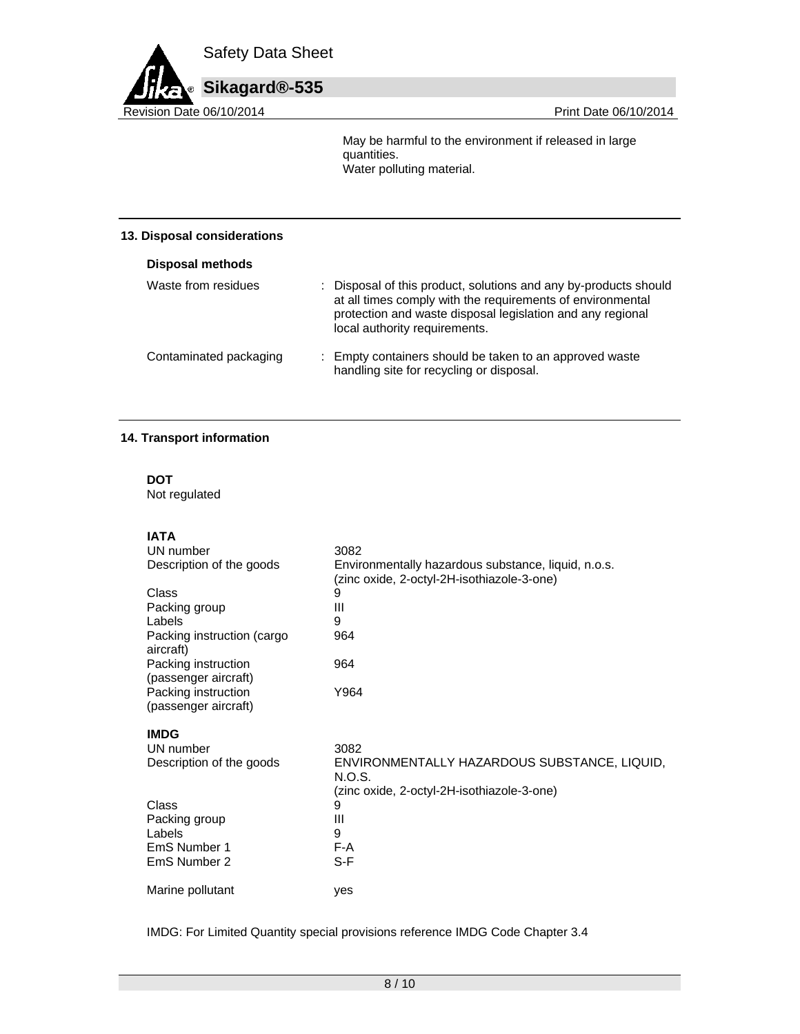May be harmful to the environment if released in large quantities.
Water polluting material.

## 13. Disposal considerations

### Disposal methods

| | |
|---|---|
| Waste from residues | : Disposal of this product, solutions and any by-products should at all times comply with the requirements of environmental protection and waste disposal legislation and any regional local authority requirements. |
| Contaminated packaging | : Empty containers should be taken to an approved waste handling site for recycling or disposal. |

## 14. Transport information

**DOT**
Not regulated

**IATA**

| | |
|---|---|
| UN number | 3082 |
| Description of the goods | Environmentally hazardous substance, liquid, n.o.s. (zinc oxide, 2-octyl-2H-isothiazole-3-one) |
| Class | 9 |
| Packing group | III |
| Labels | 9 |
| Packing instruction (cargo aircraft) | 964 |
| Packing instruction (passenger aircraft) | 964 |
| Packing instruction (passenger aircraft) | Y964 |

**IMDG**

| | |
|---|---|
| UN number | 3082 |
| Description of the goods | ENVIRONMENTALLY HAZARDOUS SUBSTANCE, LIQUID, N.O.S. (zinc oxide, 2-octyl-2H-isothiazole-3-one) |
| Class | 9 |
| Packing group | III |
| Labels | 9 |
| EmS Number 1 | F-A |
| EmS Number 2 | S-F |
| Marine pollutant | yes |

IMDG: For Limited Quantity special provisions reference IMDG Code Chapter 3.4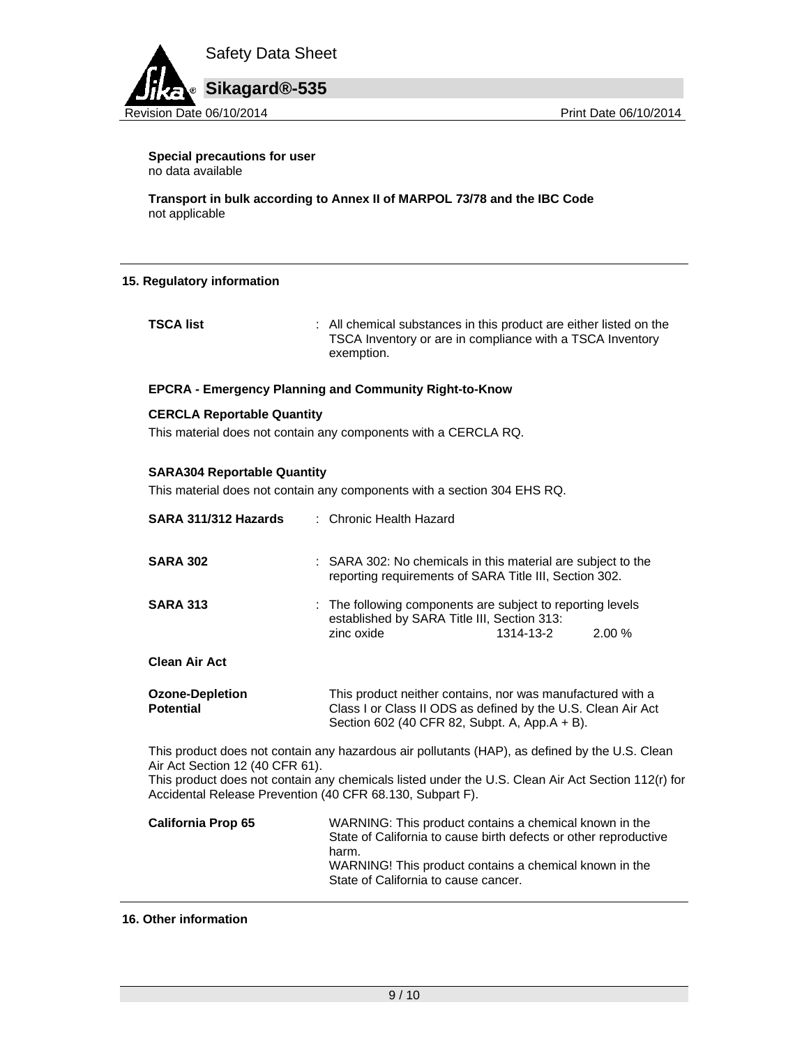**Special precautions for user**
no data available

**Transport in bulk according to Annex II of MARPOL 73/78 and the IBC Code**
not applicable

## 15. Regulatory information

**TSCA list** : All chemical substances in this product are either listed on the TSCA Inventory or are in compliance with a TSCA Inventory exemption.

**EPCRA - Emergency Planning and Community Right-to-Know**

**CERCLA Reportable Quantity**
This material does not contain any components with a CERCLA RQ.

**SARA304 Reportable Quantity**
This material does not contain any components with a section 304 EHS RQ.

**SARA 311/312 Hazards** : Chronic Health Hazard

**SARA 302** : SARA 302: No chemicals in this material are subject to the reporting requirements of SARA Title III, Section 302.

**SARA 313** : The following components are subject to reporting levels established by SARA Title III, Section 313:

| | | |
|---|---|---|
| zinc oxide | 1314-13-2 | 2.00 % |

**Clean Air Act**

**Ozone-Depletion Potential** This product neither contains, nor was manufactured with a Class I or Class II ODS as defined by the U.S. Clean Air Act Section 602 (40 CFR 82, Subpt. A, App.A + B).

This product does not contain any hazardous air pollutants (HAP), as defined by the U.S. Clean Air Act Section 12 (40 CFR 61).
This product does not contain any chemicals listed under the U.S. Clean Air Act Section 112(r) for Accidental Release Prevention (40 CFR 68.130, Subpart F).

**California Prop 65** WARNING: This product contains a chemical known in the State of California to cause birth defects or other reproductive harm.
WARNING! This product contains a chemical known in the State of California to cause cancer.

## 16. Other information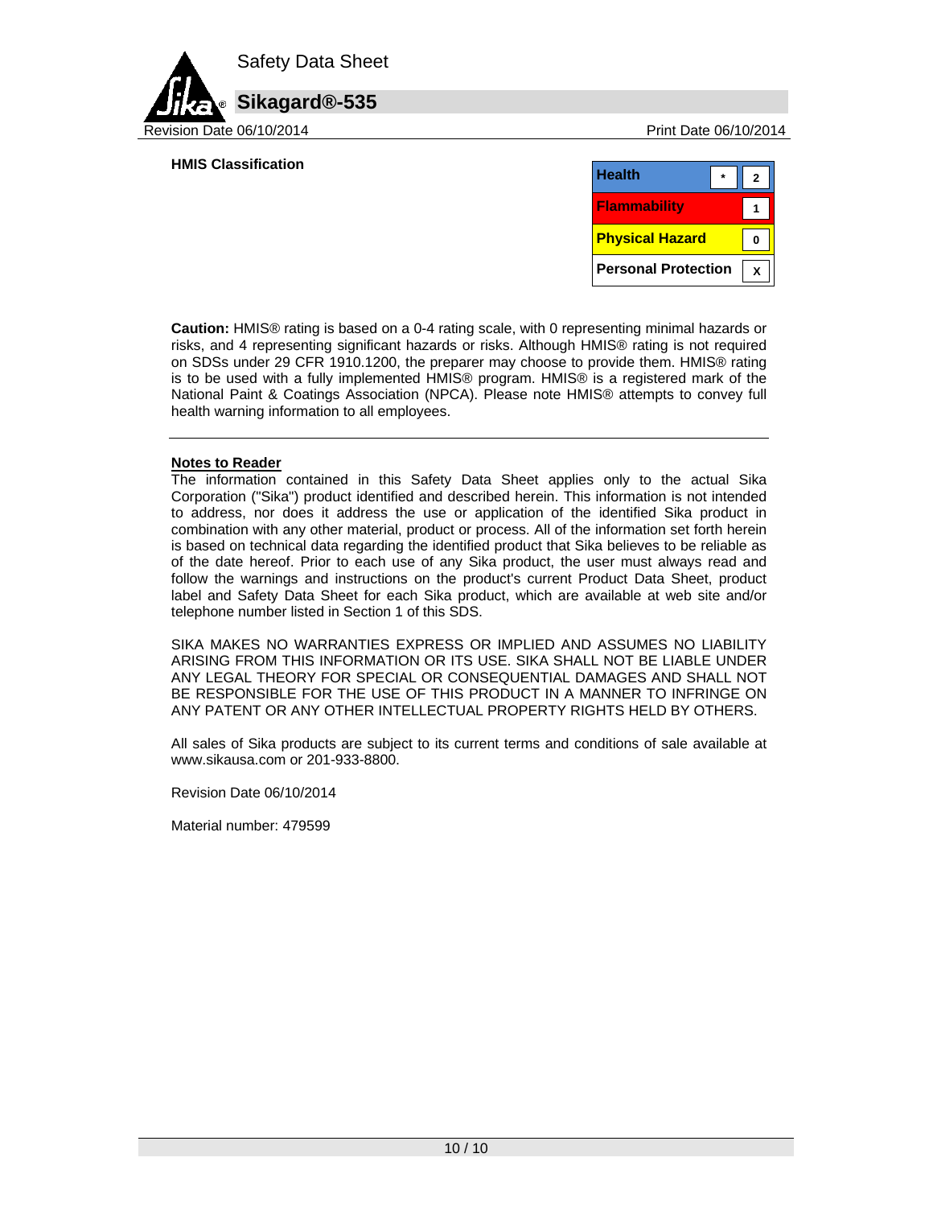**HMIS Classification**

| | | |
|---|---|---|
| Health | * | 2 |
| Flammability | | 1 |
| Physical Hazard | | 0 |
| Personal Protection | | X |

**Caution:** HMIS® rating is based on a 0-4 rating scale, with 0 representing minimal hazards or risks, and 4 representing significant hazards or risks. Although HMIS® rating is not required on SDSs under 29 CFR 1910.1200, the preparer may choose to provide them. HMIS® rating is to be used with a fully implemented HMIS® program. HMIS® is a registered mark of the National Paint & Coatings Association (NPCA). Please note HMIS® attempts to convey full health warning information to all employees.

---

**Notes to Reader**

The information contained in this Safety Data Sheet applies only to the actual Sika Corporation ("Sika") product identified and described herein. This information is not intended to address, nor does it address the use or application of the identified Sika product in combination with any other material, product or process. All of the information set forth herein is based on technical data regarding the identified product that Sika believes to be reliable as of the date hereof. Prior to each use of any Sika product, the user must always read and follow the warnings and instructions on the product's current Product Data Sheet, product label and Safety Data Sheet for each Sika product, which are available at web site and/or telephone number listed in Section 1 of this SDS.

SIKA MAKES NO WARRANTIES EXPRESS OR IMPLIED AND ASSUMES NO LIABILITY ARISING FROM THIS INFORMATION OR ITS USE. SIKA SHALL NOT BE LIABLE UNDER ANY LEGAL THEORY FOR SPECIAL OR CONSEQUENTIAL DAMAGES AND SHALL NOT BE RESPONSIBLE FOR THE USE OF THIS PRODUCT IN A MANNER TO INFRINGE ON ANY PATENT OR ANY OTHER INTELLECTUAL PROPERTY RIGHTS HELD BY OTHERS.

All sales of Sika products are subject to its current terms and conditions of sale available at www.sikausa.com or 201-933-8800.

Revision Date 06/10/2014

Material number: 479599